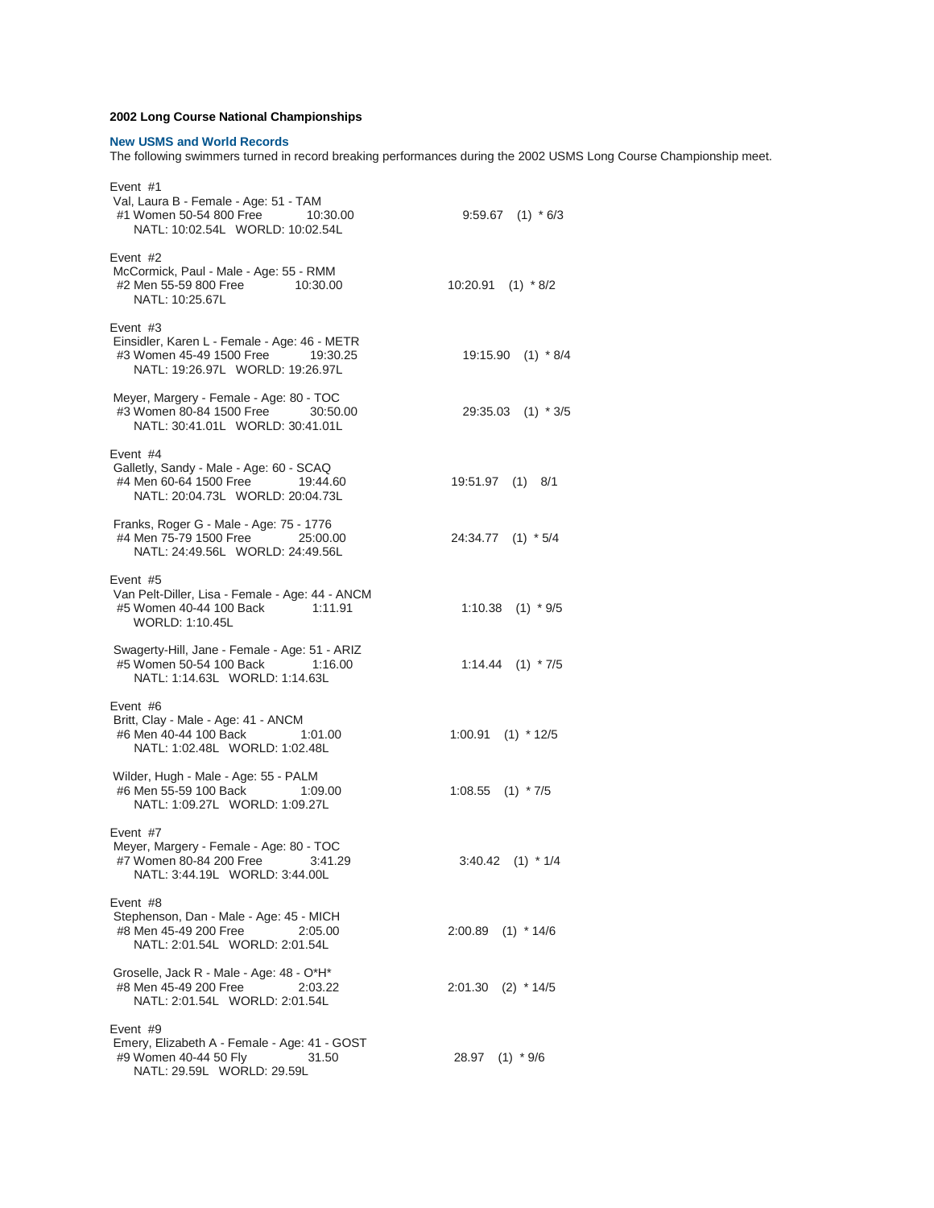**2002 Long Course National Championships**

**New USMS and World Records**

The following swimmers turned in record breaking performances during the 2002 USMS Long Course Championship meet.

Event #1
Val, Laura B - Female - Age: 51 - TAM
#1 Women 50-54 800 Free 10:30.00 9:59.67 (1) * 6/3
NATL: 10:02.54L WORLD: 10:02.54L

Event #2
McCormick, Paul - Male - Age: 55 - RMM
#2 Men 55-59 800 Free 10:30.00 10:20.91 (1) * 8/2
NATL: 10:25.67L

Event #3
Einsidler, Karen L - Female - Age: 46 - METR
#3 Women 45-49 1500 Free 19:30.25 19:15.90 (1) * 8/4
NATL: 19:26.97L WORLD: 19:26.97L

Meyer, Margery - Female - Age: 80 - TOC
#3 Women 80-84 1500 Free 30:50.00 29:35.03 (1) * 3/5
NATL: 30:41.01L WORLD: 30:41.01L

Event #4
Galletly, Sandy - Male - Age: 60 - SCAQ
#4 Men 60-64 1500 Free 19:44.60 19:51.97 (1) 8/1
NATL: 20:04.73L WORLD: 20:04.73L

Franks, Roger G - Male - Age: 75 - 1776
#4 Men 75-79 1500 Free 25:00.00 24:34.77 (1) * 5/4
NATL: 24:49.56L WORLD: 24:49.56L

Event #5
Van Pelt-Diller, Lisa - Female - Age: 44 - ANCM
#5 Women 40-44 100 Back 1:11.91 1:10.38 (1) * 9/5
WORLD: 1:10.45L

Swagerty-Hill, Jane - Female - Age: 51 - ARIZ
#5 Women 50-54 100 Back 1:16.00 1:14.44 (1) * 7/5
NATL: 1:14.63L WORLD: 1:14.63L

Event #6
Britt, Clay - Male - Age: 41 - ANCM
#6 Men 40-44 100 Back 1:01.00 1:00.91 (1) * 12/5
NATL: 1:02.48L WORLD: 1:02.48L

Wilder, Hugh - Male - Age: 55 - PALM
#6 Men 55-59 100 Back 1:09.00 1:08.55 (1) * 7/5
NATL: 1:09.27L WORLD: 1:09.27L

Event #7
Meyer, Margery - Female - Age: 80 - TOC
#7 Women 80-84 200 Free 3:41.29 3:40.42 (1) * 1/4
NATL: 3:44.19L WORLD: 3:44.00L

Event #8
Stephenson, Dan - Male - Age: 45 - MICH
#8 Men 45-49 200 Free 2:05.00 2:00.89 (1) * 14/6
NATL: 2:01.54L WORLD: 2:01.54L

Groselle, Jack R - Male - Age: 48 - O*H*
#8 Men 45-49 200 Free 2:03.22 2:01.30 (2) * 14/5
NATL: 2:01.54L WORLD: 2:01.54L

Event #9
Emery, Elizabeth A - Female - Age: 41 - GOST
#9 Women 40-44 50 Fly 31.50 28.97 (1) * 9/6
NATL: 29.59L WORLD: 29.59L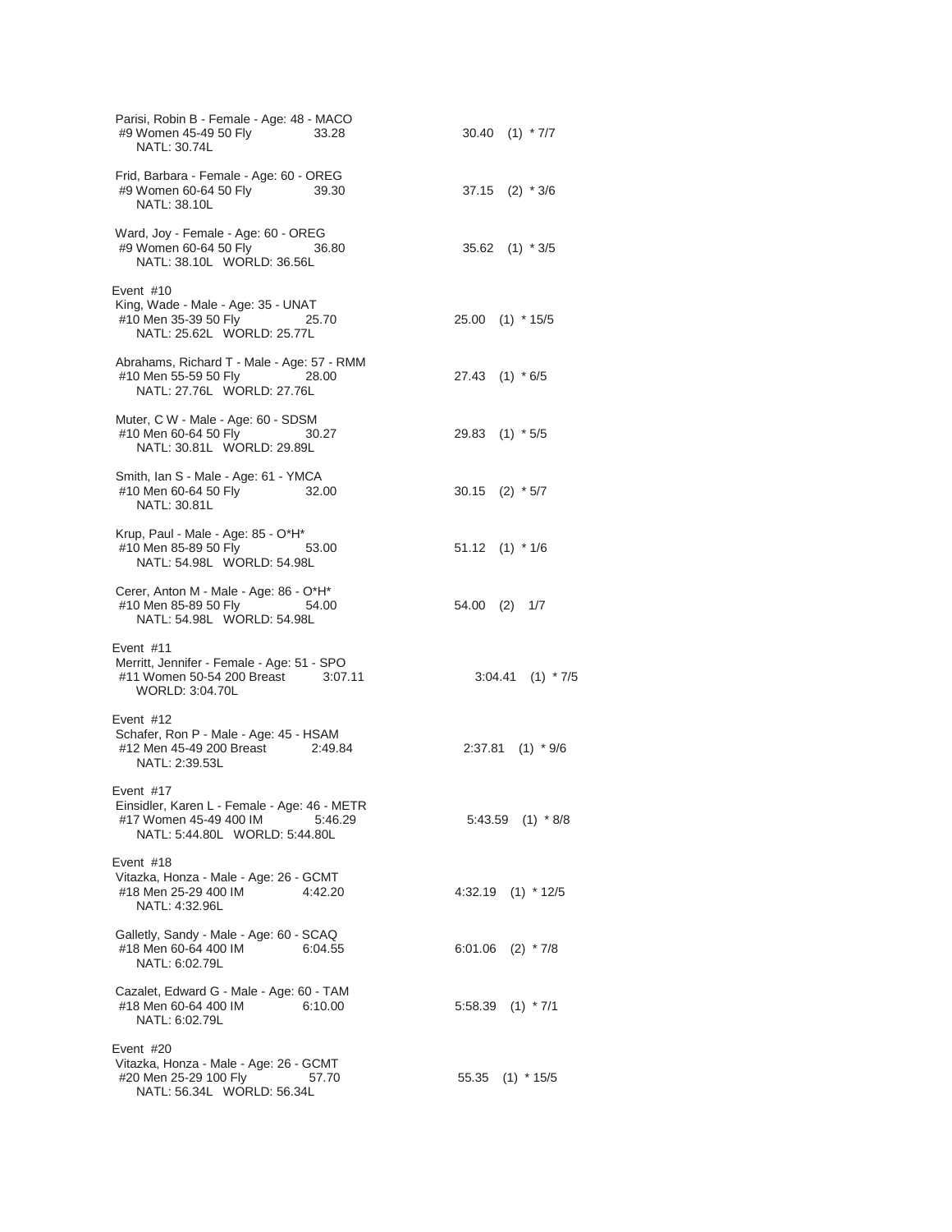Parisi, Robin B - Female - Age: 48 - MACO
#9 Women 45-49 50 Fly 33.28 30.40 (1) * 7/7
NATL: 30.74L

Frid, Barbara - Female - Age: 60 - OREG
#9 Women 60-64 50 Fly 39.30 37.15 (2) * 3/6
NATL: 38.10L

Ward, Joy - Female - Age: 60 - OREG
#9 Women 60-64 50 Fly 36.80 35.62 (1) * 3/5
NATL: 38.10L WORLD: 36.56L

Event #10
King, Wade - Male - Age: 35 - UNAT
#10 Men 35-39 50 Fly 25.70 25.00 (1) * 15/5
NATL: 25.62L WORLD: 25.77L

Abrahams, Richard T - Male - Age: 57 - RMM
#10 Men 55-59 50 Fly 28.00 27.43 (1) * 6/5
NATL: 27.76L WORLD: 27.76L

Muter, C W - Male - Age: 60 - SDSM
#10 Men 60-64 50 Fly 30.27 29.83 (1) * 5/5
NATL: 30.81L WORLD: 29.89L

Smith, Ian S - Male - Age: 61 - YMCA
#10 Men 60-64 50 Fly 32.00 30.15 (2) * 5/7
NATL: 30.81L

Krup, Paul - Male - Age: 85 - O*H*
#10 Men 85-89 50 Fly 53.00 51.12 (1) * 1/6
NATL: 54.98L WORLD: 54.98L

Cerer, Anton M - Male - Age: 86 - O*H*
#10 Men 85-89 50 Fly 54.00 54.00 (2) 1/7
NATL: 54.98L WORLD: 54.98L

Event #11
Merritt, Jennifer - Female - Age: 51 - SPO
#11 Women 50-54 200 Breast 3:07.11 3:04.41 (1) * 7/5
WORLD: 3:04.70L

Event #12
Schafer, Ron P - Male - Age: 45 - HSAM
#12 Men 45-49 200 Breast 2:49.84 2:37.81 (1) * 9/6
NATL: 2:39.53L

Event #17
Einsidler, Karen L - Female - Age: 46 - METR
#17 Women 45-49 400 IM 5:46.29 5:43.59 (1) * 8/8
NATL: 5:44.80L WORLD: 5:44.80L

Event #18
Vitazka, Honza - Male - Age: 26 - GCMT
#18 Men 25-29 400 IM 4:42.20 4:32.19 (1) * 12/5
NATL: 4:32.96L

Galletly, Sandy - Male - Age: 60 - SCAQ
#18 Men 60-64 400 IM 6:04.55 6:01.06 (2) * 7/8
NATL: 6:02.79L

Cazalet, Edward G - Male - Age: 60 - TAM
#18 Men 60-64 400 IM 6:10.00 5:58.39 (1) * 7/1
NATL: 6:02.79L

Event #20
Vitazka, Honza - Male - Age: 26 - GCMT
#20 Men 25-29 100 Fly 57.70 55.35 (1) * 15/5
NATL: 56.34L WORLD: 56.34L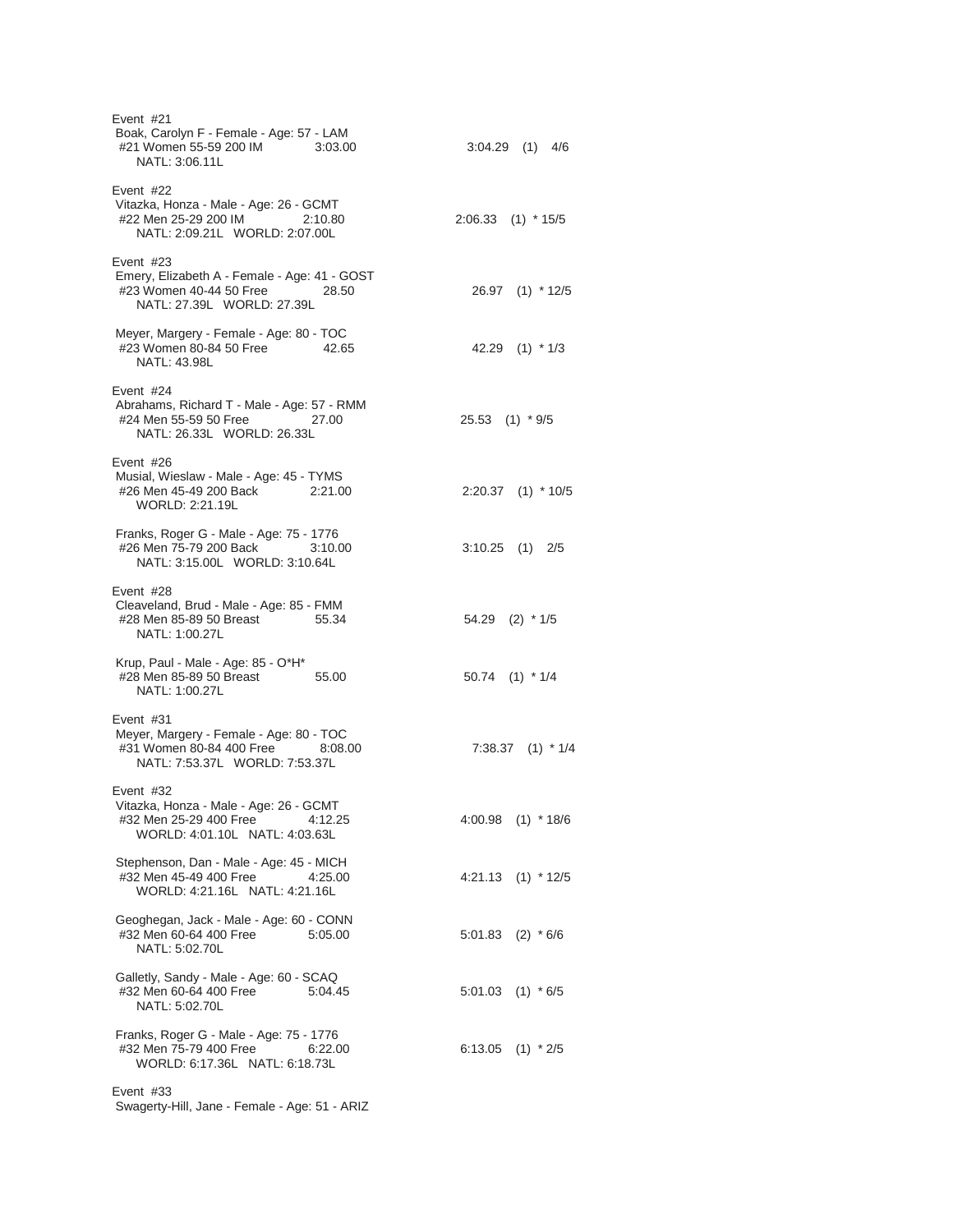Event #21
Boak, Carolyn F - Female - Age: 57 - LAM
#21 Women 55-59 200 IM 3:03.00 3:04.29 (1) 4/6
NATL: 3:06.11L

Event #22
Vitazka, Honza - Male - Age: 26 - GCMT
#22 Men 25-29 200 IM 2:10.80 2:06.33 (1) * 15/5
NATL: 2:09.21L WORLD: 2:07.00L

Event #23
Emery, Elizabeth A - Female - Age: 41 - GOST
#23 Women 40-44 50 Free 28.50 26.97 (1) * 12/5
NATL: 27.39L WORLD: 27.39L

Meyer, Margery - Female - Age: 80 - TOC
#23 Women 80-84 50 Free 42.65 42.29 (1) * 1/3
NATL: 43.98L

Event #24
Abrahams, Richard T - Male - Age: 57 - RMM
#24 Men 55-59 50 Free 27.00 25.53 (1) * 9/5
NATL: 26.33L WORLD: 26.33L

Event #26
Musial, Wieslaw - Male - Age: 45 - TYMS
#26 Men 45-49 200 Back 2:21.00 2:20.37 (1) * 10/5
WORLD: 2:21.19L

Franks, Roger G - Male - Age: 75 - 1776
#26 Men 75-79 200 Back 3:10.00 3:10.25 (1) 2/5
NATL: 3:15.00L WORLD: 3:10.64L

Event #28
Cleaveland, Brud - Male - Age: 85 - FMM
#28 Men 85-89 50 Breast 55.34 54.29 (2) * 1/5
NATL: 1:00.27L

Krup, Paul - Male - Age: 85 - O*H*
#28 Men 85-89 50 Breast 55.00 50.74 (1) * 1/4
NATL: 1:00.27L

Event #31
Meyer, Margery - Female - Age: 80 - TOC
#31 Women 80-84 400 Free 8:08.00 7:38.37 (1) * 1/4
NATL: 7:53.37L WORLD: 7:53.37L

Event #32
Vitazka, Honza - Male - Age: 26 - GCMT
#32 Men 25-29 400 Free 4:12.25 4:00.98 (1) * 18/6
WORLD: 4:01.10L NATL: 4:03.63L

Stephenson, Dan - Male - Age: 45 - MICH
#32 Men 45-49 400 Free 4:25.00 4:21.13 (1) * 12/5
WORLD: 4:21.16L NATL: 4:21.16L

Geoghegan, Jack - Male - Age: 60 - CONN
#32 Men 60-64 400 Free 5:05.00 5:01.83 (2) * 6/6
NATL: 5:02.70L

Galletly, Sandy - Male - Age: 60 - SCAQ
#32 Men 60-64 400 Free 5:04.45 5:01.03 (1) * 6/5
NATL: 5:02.70L

Franks, Roger G - Male - Age: 75 - 1776
#32 Men 75-79 400 Free 6:22.00 6:13.05 (1) * 2/5
WORLD: 6:17.36L NATL: 6:18.73L

Event #33
Swagerty-Hill, Jane - Female - Age: 51 - ARIZ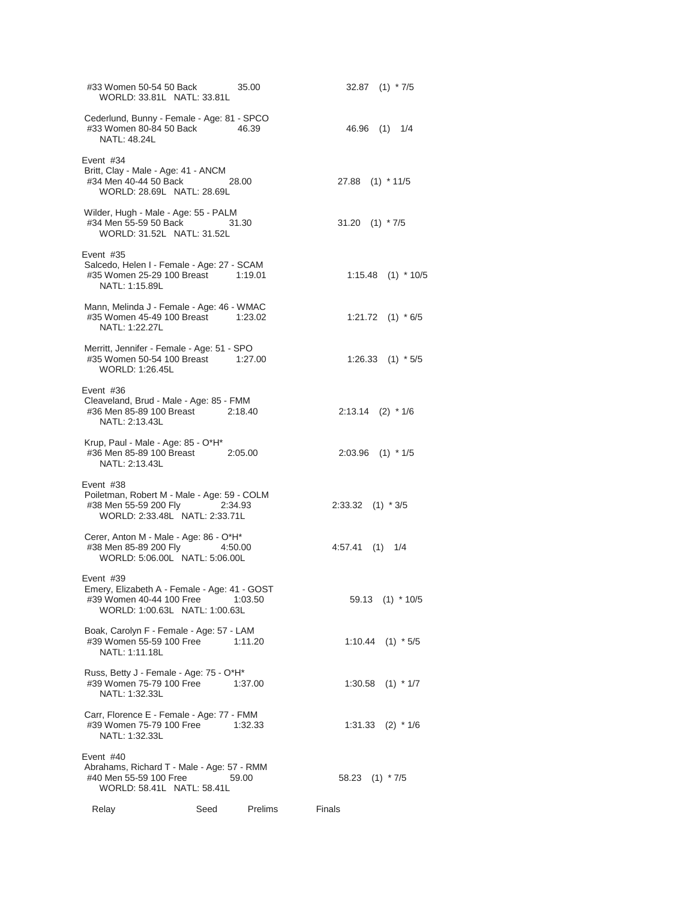#33 Women 50-54 50 Back 35.00 32.87 (1) * 7/5
WORLD: 33.81L NATL: 33.81L

Cederlund, Bunny - Female - Age: 81 - SPCO
#33 Women 80-84 50 Back 46.39 46.96 (1) 1/4
NATL: 48.24L

Event #34
Britt, Clay - Male - Age: 41 - ANCM
#34 Men 40-44 50 Back 28.00 27.88 (1) * 11/5
WORLD: 28.69L NATL: 28.69L

Wilder, Hugh - Male - Age: 55 - PALM
#34 Men 55-59 50 Back 31.30 31.20 (1) * 7/5
WORLD: 31.52L NATL: 31.52L

Event #35
Salcedo, Helen I - Female - Age: 27 - SCAM
#35 Women 25-29 100 Breast 1:19.01 1:15.48 (1) * 10/5
NATL: 1:15.89L

Mann, Melinda J - Female - Age: 46 - WMAC
#35 Women 45-49 100 Breast 1:23.02 1:21.72 (1) * 6/5
NATL: 1:22.27L

Merritt, Jennifer - Female - Age: 51 - SPO
#35 Women 50-54 100 Breast 1:27.00 1:26.33 (1) * 5/5
WORLD: 1:26.45L

Event #36
Cleaveland, Brud - Male - Age: 85 - FMM
#36 Men 85-89 100 Breast 2:18.40 2:13.14 (2) * 1/6
NATL: 2:13.43L

Krup, Paul - Male - Age: 85 - O*H*
#36 Men 85-89 100 Breast 2:05.00 2:03.96 (1) * 1/5
NATL: 2:13.43L

Event #38
Poiletman, Robert M - Male - Age: 59 - COLM
#38 Men 55-59 200 Fly 2:34.93 2:33.32 (1) * 3/5
WORLD: 2:33.48L NATL: 2:33.71L

Cerer, Anton M - Male - Age: 86 - O*H*
#38 Men 85-89 200 Fly 4:50.00 4:57.41 (1) 1/4
WORLD: 5:06.00L NATL: 5:06.00L

Event #39
Emery, Elizabeth A - Female - Age: 41 - GOST
#39 Women 40-44 100 Free 1:03.50 59.13 (1) * 10/5
WORLD: 1:00.63L NATL: 1:00.63L

Boak, Carolyn F - Female - Age: 57 - LAM
#39 Women 55-59 100 Free 1:11.20 1:10.44 (1) * 5/5
NATL: 1:11.18L

Russ, Betty J - Female - Age: 75 - O*H*
#39 Women 75-79 100 Free 1:37.00 1:30.58 (1) * 1/7
NATL: 1:32.33L

Carr, Florence E - Female - Age: 77 - FMM
#39 Women 75-79 100 Free 1:32.33 1:31.33 (2) * 1/6
NATL: 1:32.33L

Event #40
Abrahams, Richard T - Male - Age: 57 - RMM
#40 Men 55-59 100 Free 59.00 58.23 (1) * 7/5
WORLD: 58.41L NATL: 58.41L

| Relay | Seed | Prelims | Finals |
|---|---|---|---|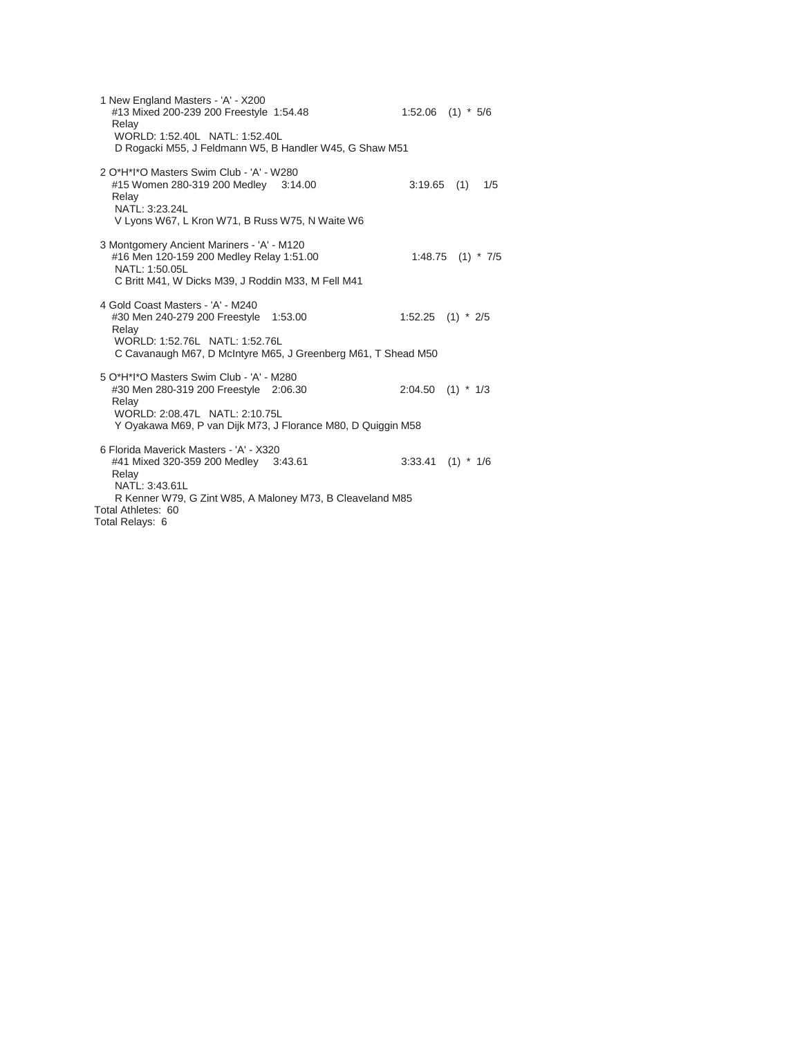1 New England Masters - 'A' - X200
#13 Mixed 200-239 200 Freestyle Relay 1:54.48 1:52.06 (1) * 5/6
WORLD: 1:52.40L NATL: 1:52.40L
D Rogacki M55, J Feldmann W5, B Handler W45, G Shaw M51

2 O*H*I*O Masters Swim Club - 'A' - W280
#15 Women 280-319 200 Medley Relay 3:14.00 3:19.65 (1) 1/5
NATL: 3:23.24L
V Lyons W67, L Kron W71, B Russ W75, N Waite W6

3 Montgomery Ancient Mariners - 'A' - M120
#16 Men 120-159 200 Medley Relay 1:51.00 1:48.75 (1) * 7/5
NATL: 1:50.05L
C Britt M41, W Dicks M39, J Roddin M33, M Fell M41

4 Gold Coast Masters - 'A' - M240
#30 Men 240-279 200 Freestyle Relay 1:53.00 1:52.25 (1) * 2/5
WORLD: 1:52.76L NATL: 1:52.76L
C Cavanaugh M67, D McIntyre M65, J Greenberg M61, T Shead M50

5 O*H*I*O Masters Swim Club - 'A' - M280
#30 Men 280-319 200 Freestyle Relay 2:06.30 2:04.50 (1) * 1/3
WORLD: 2:08.47L NATL: 2:10.75L
Y Oyakawa M69, P van Dijk M73, J Florance M80, D Quiggin M58

6 Florida Maverick Masters - 'A' - X320
#41 Mixed 320-359 200 Medley Relay 3:43.61 3:33.41 (1) * 1/6
NATL: 3:43.61L
R Kenner W79, G Zint W85, A Maloney M73, B Cleaveland M85

Total Athletes: 60
Total Relays: 6